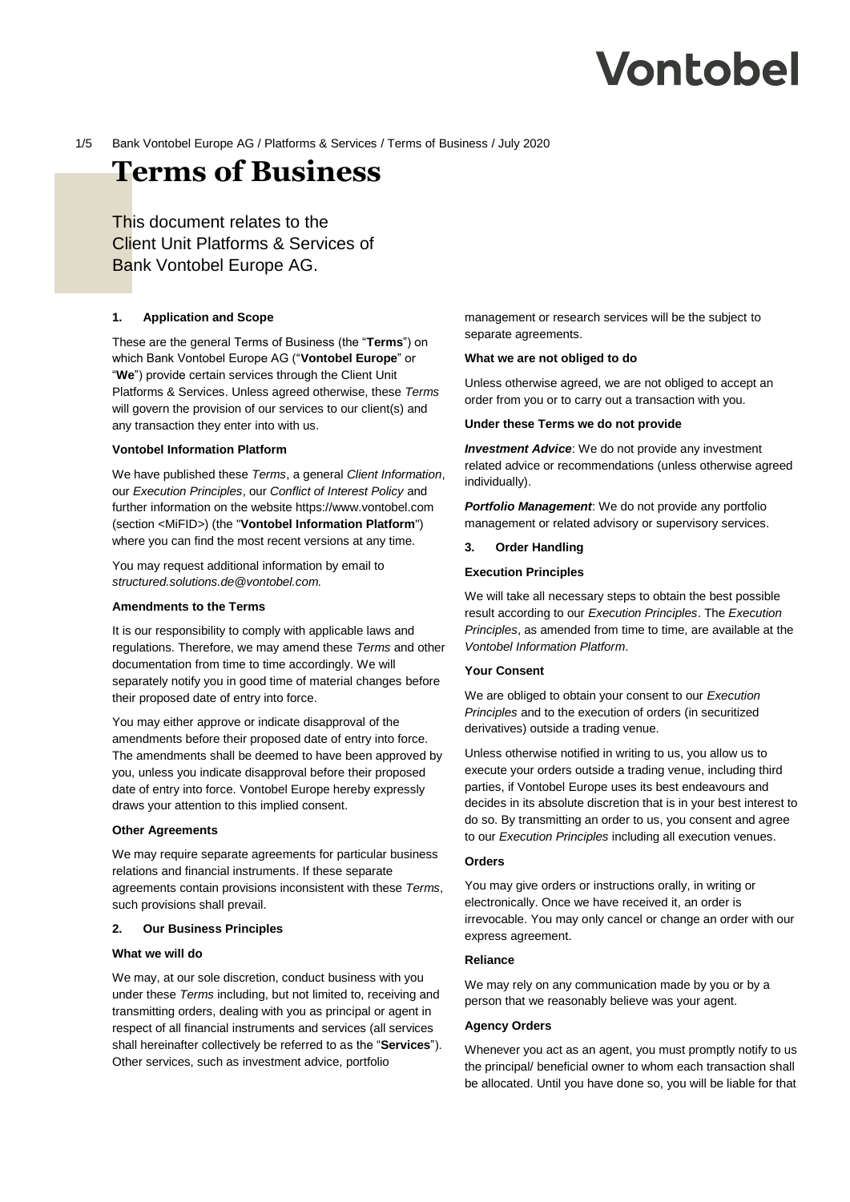# Terms of Business

This document relates to the Client Unit Platforms & Services of Bank Vontobel Europe AG.

### 1. Application and Scope

These are the general Terms of Business (the "**Terms**") on which Bank Vontobel Europe AG ("**Vontobel Europe**" or "**We**") provide certain services through the Client Unit Platforms & Services. Unless agreed otherwise, these *Terms* will govern the provision of our services to our client(s) and any transaction they enter into with us.

**Vontobel Information Platform**

We have published these *Terms*, a general *Client Information*, our *Execution Principles*, our *Conflict of Interest Policy* and further information on the website https://www.vontobel.com (section <MiFID>) (the "**Vontobel Information Platform**") where you can find the most recent versions at any time.

You may request additional information by email to *structured.solutions.de@vontobel.com.*

**Amendments to the Terms**

It is our responsibility to comply with applicable laws and regulations. Therefore, we may amend these *Terms* and other documentation from time to time accordingly. We will separately notify you in good time of material changes before their proposed date of entry into force.

You may either approve or indicate disapproval of the amendments before their proposed date of entry into force. The amendments shall be deemed to have been approved by you, unless you indicate disapproval before their proposed date of entry into force. Vontobel Europe hereby expressly draws your attention to this implied consent.

**Other Agreements**

We may require separate agreements for particular business relations and financial instruments. If these separate agreements contain provisions inconsistent with these *Terms*, such provisions shall prevail.

### 2. Our Business Principles

**What we will do**

We may, at our sole discretion, conduct business with you under these *Terms* including, but not limited to, receiving and transmitting orders, dealing with you as principal or agent in respect of all financial instruments and services (all services shall hereinafter collectively be referred to as the "**Services**"). Other services, such as investment advice, portfolio management or research services will be the subject to separate agreements.

**What we are not obliged to do**

Unless otherwise agreed, we are not obliged to accept an order from you or to carry out a transaction with you.

**Under these Terms we do not provide**

***Investment Advice***: We do not provide any investment related advice or recommendations (unless otherwise agreed individually).

***Portfolio Management***: We do not provide any portfolio management or related advisory or supervisory services.

### 3. Order Handling

**Execution Principles**

We will take all necessary steps to obtain the best possible result according to our *Execution Principles*. The *Execution Principles*, as amended from time to time, are available at the *Vontobel Information Platform*.

**Your Consent**

We are obliged to obtain your consent to our *Execution Principles* and to the execution of orders (in securitized derivatives) outside a trading venue.

Unless otherwise notified in writing to us, you allow us to execute your orders outside a trading venue, including third parties, if Vontobel Europe uses its best endeavours and decides in its absolute discretion that is in your best interest to do so. By transmitting an order to us, you consent and agree to our *Execution Principles* including all execution venues.

**Orders**

You may give orders or instructions orally, in writing or electronically. Once we have received it, an order is irrevocable. You may only cancel or change an order with our express agreement.

**Reliance**

We may rely on any communication made by you or by a person that we reasonably believe was your agent.

**Agency Orders**

Whenever you act as an agent, you must promptly notify to us the principal/ beneficial owner to whom each transaction shall be allocated. Until you have done so, you will be liable for that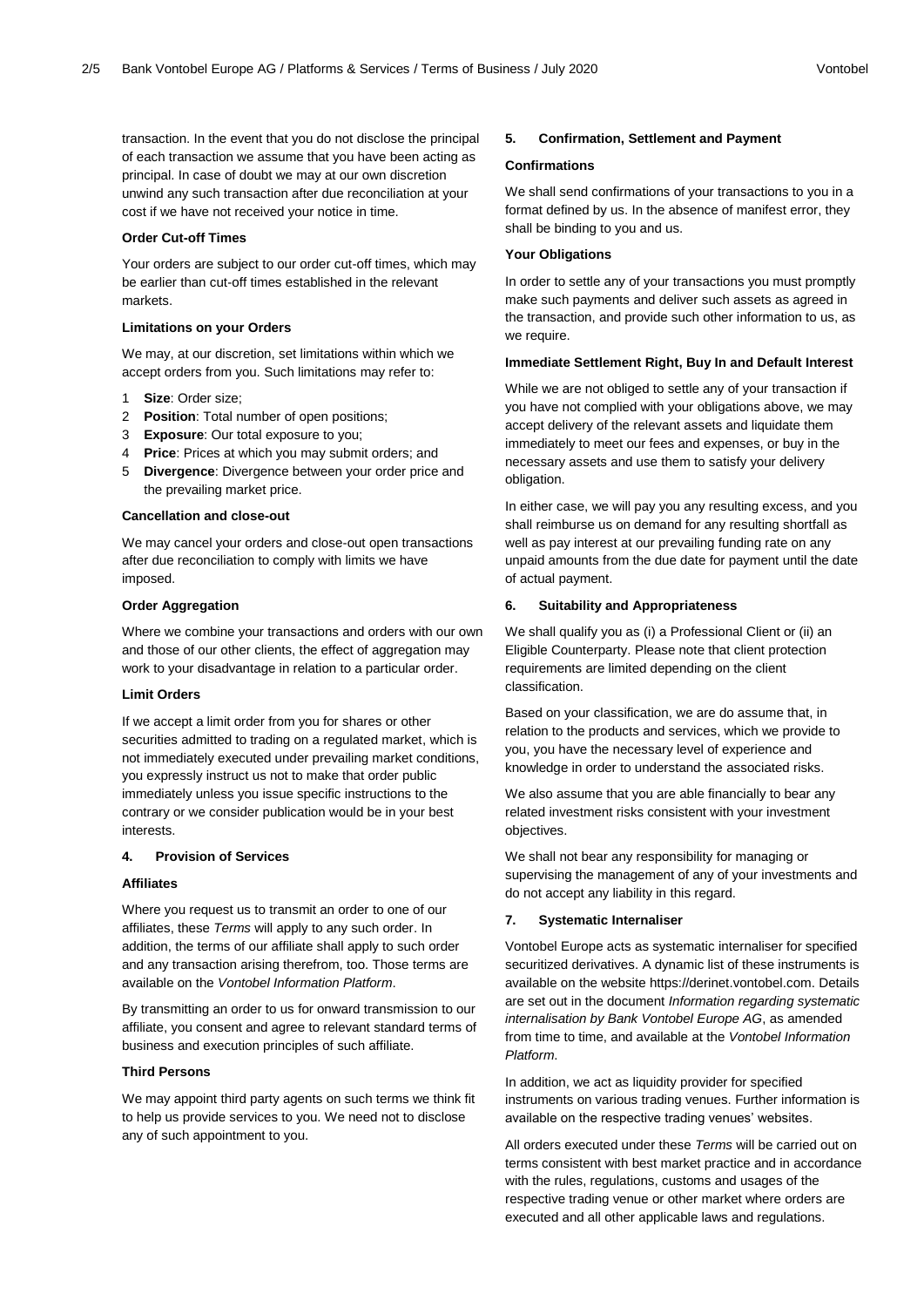transaction. In the event that you do not disclose the principal of each transaction we assume that you have been acting as principal. In case of doubt we may at our own discretion unwind any such transaction after due reconciliation at your cost if we have not received your notice in time.

**Order Cut-off Times**

Your orders are subject to our order cut-off times, which may be earlier than cut-off times established in the relevant markets.

**Limitations on your Orders**

We may, at our discretion, set limitations within which we accept orders from you. Such limitations may refer to:

1 **Size**: Order size;
2 **Position**: Total number of open positions;
3 **Exposure**: Our total exposure to you;
4 **Price**: Prices at which you may submit orders; and
5 **Divergence**: Divergence between your order price and the prevailing market price.

**Cancellation and close-out**

We may cancel your orders and close-out open transactions after due reconciliation to comply with limits we have imposed.

**Order Aggregation**

Where we combine your transactions and orders with our own and those of our other clients, the effect of aggregation may work to your disadvantage in relation to a particular order.

**Limit Orders**

If we accept a limit order from you for shares or other securities admitted to trading on a regulated market, which is not immediately executed under prevailing market conditions, you expressly instruct us not to make that order public immediately unless you issue specific instructions to the contrary or we consider publication would be in your best interests.

## 4. Provision of Services

**Affiliates**

Where you request us to transmit an order to one of our affiliates, these *Terms* will apply to any such order. In addition, the terms of our affiliate shall apply to such order and any transaction arising therefrom, too. Those terms are available on the *Vontobel Information Platform*.

By transmitting an order to us for onward transmission to our affiliate, you consent and agree to relevant standard terms of business and execution principles of such affiliate.

**Third Persons**

We may appoint third party agents on such terms we think fit to help us provide services to you. We need not to disclose any of such appointment to you.

## 5. Confirmation, Settlement and Payment

**Confirmations**

We shall send confirmations of your transactions to you in a format defined by us. In the absence of manifest error, they shall be binding to you and us.

**Your Obligations**

In order to settle any of your transactions you must promptly make such payments and deliver such assets as agreed in the transaction, and provide such other information to us, as we require.

**Immediate Settlement Right, Buy In and Default Interest**

While we are not obliged to settle any of your transaction if you have not complied with your obligations above, we may accept delivery of the relevant assets and liquidate them immediately to meet our fees and expenses, or buy in the necessary assets and use them to satisfy your delivery obligation.

In either case, we will pay you any resulting excess, and you shall reimburse us on demand for any resulting shortfall as well as pay interest at our prevailing funding rate on any unpaid amounts from the due date for payment until the date of actual payment.

## 6. Suitability and Appropriateness

We shall qualify you as (i) a Professional Client or (ii) an Eligible Counterparty. Please note that client protection requirements are limited depending on the client classification.

Based on your classification, we are do assume that, in relation to the products and services, which we provide to you, you have the necessary level of experience and knowledge in order to understand the associated risks.

We also assume that you are able financially to bear any related investment risks consistent with your investment objectives.

We shall not bear any responsibility for managing or supervising the management of any of your investments and do not accept any liability in this regard.

## 7. Systematic Internaliser

Vontobel Europe acts as systematic internaliser for specified securitized derivatives. A dynamic list of these instruments is available on the website https://derinet.vontobel.com. Details are set out in the document *Information regarding systematic internalisation by Bank Vontobel Europe AG*, as amended from time to time, and available at the *Vontobel Information Platform*.

In addition, we act as liquidity provider for specified instruments on various trading venues. Further information is available on the respective trading venues' websites.

All orders executed under these *Terms* will be carried out on terms consistent with best market practice and in accordance with the rules, regulations, customs and usages of the respective trading venue or other market where orders are executed and all other applicable laws and regulations.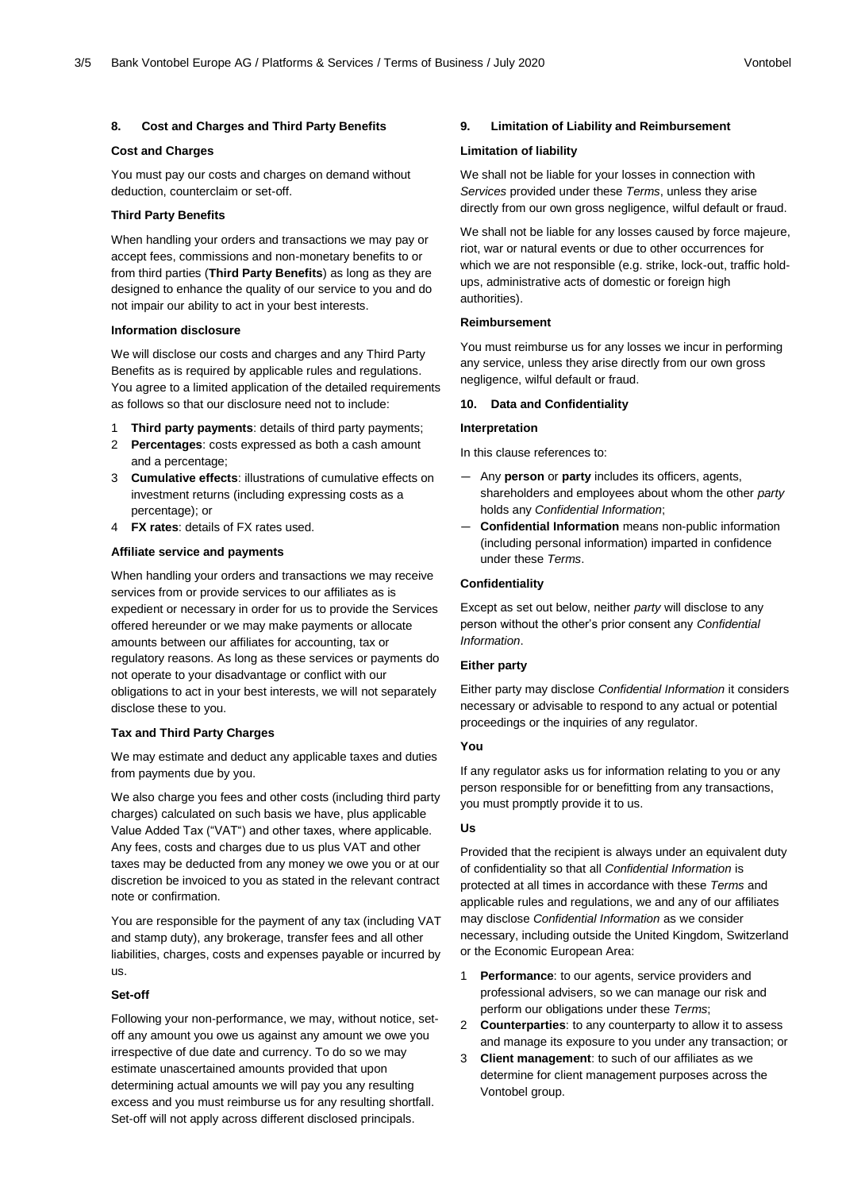## 8. Cost and Charges and Third Party Benefits

### Cost and Charges

You must pay our costs and charges on demand without deduction, counterclaim or set-off.

### Third Party Benefits

When handling your orders and transactions we may pay or accept fees, commissions and non-monetary benefits to or from third parties (**Third Party Benefits**) as long as they are designed to enhance the quality of our service to you and do not impair our ability to act in your best interests.

### Information disclosure

We will disclose our costs and charges and any Third Party Benefits as is required by applicable rules and regulations. You agree to a limited application of the detailed requirements as follows so that our disclosure need not to include:

1. **Third party payments**: details of third party payments;
2. **Percentages**: costs expressed as both a cash amount and a percentage;
3. **Cumulative effects**: illustrations of cumulative effects on investment returns (including expressing costs as a percentage); or
4. **FX rates**: details of FX rates used.

### Affiliate service and payments

When handling your orders and transactions we may receive services from or provide services to our affiliates as is expedient or necessary in order for us to provide the Services offered hereunder or we may make payments or allocate amounts between our affiliates for accounting, tax or regulatory reasons. As long as these services or payments do not operate to your disadvantage or conflict with our obligations to act in your best interests, we will not separately disclose these to you.

### Tax and Third Party Charges

We may estimate and deduct any applicable taxes and duties from payments due by you.

We also charge you fees and other costs (including third party charges) calculated on such basis we have, plus applicable Value Added Tax ("VAT") and other taxes, where applicable. Any fees, costs and charges due to us plus VAT and other taxes may be deducted from any money we owe you or at our discretion be invoiced to you as stated in the relevant contract note or confirmation.

You are responsible for the payment of any tax (including VAT and stamp duty), any brokerage, transfer fees and all other liabilities, charges, costs and expenses payable or incurred by us.

### Set-off

Following your non-performance, we may, without notice, set-off any amount you owe us against any amount we owe you irrespective of due date and currency. To do so we may estimate unascertained amounts provided that upon determining actual amounts we will pay you any resulting excess and you must reimburse us for any resulting shortfall. Set-off will not apply across different disclosed principals.

## 9. Limitation of Liability and Reimbursement

### Limitation of liability

We shall not be liable for your losses in connection with *Services* provided under these *Terms*, unless they arise directly from our own gross negligence, wilful default or fraud.

We shall not be liable for any losses caused by force majeure, riot, war or natural events or due to other occurrences for which we are not responsible (e.g. strike, lock-out, traffic hold-ups, administrative acts of domestic or foreign high authorities).

### Reimbursement

You must reimburse us for any losses we incur in performing any service, unless they arise directly from our own gross negligence, wilful default or fraud.

## 10. Data and Confidentiality

### Interpretation

In this clause references to:

- Any **person** or **party** includes its officers, agents, shareholders and employees about whom the other *party* holds any *Confidential Information*;
- **Confidential Information** means non-public information (including personal information) imparted in confidence under these *Terms*.

### Confidentiality

Except as set out below, neither *party* will disclose to any person without the other's prior consent any *Confidential Information*.

### Either party

Either party may disclose *Confidential Information* it considers necessary or advisable to respond to any actual or potential proceedings or the inquiries of any regulator.

### You

If any regulator asks us for information relating to you or any person responsible for or benefitting from any transactions, you must promptly provide it to us.

### Us

Provided that the recipient is always under an equivalent duty of confidentiality so that all *Confidential Information* is protected at all times in accordance with these *Terms* and applicable rules and regulations, we and any of our affiliates may disclose *Confidential Information* as we consider necessary, including outside the United Kingdom, Switzerland or the Economic European Area:

1. **Performance**: to our agents, service providers and professional advisers, so we can manage our risk and perform our obligations under these *Terms*;
2. **Counterparties**: to any counterparty to allow it to assess and manage its exposure to you under any transaction; or
3. **Client management**: to such of our affiliates as we determine for client management purposes across the Vontobel group.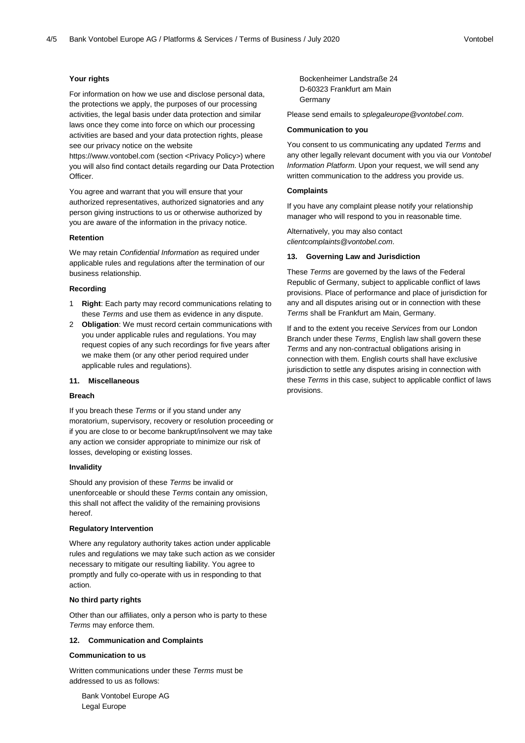#### Your rights

For information on how we use and disclose personal data, the protections we apply, the purposes of our processing activities, the legal basis under data protection and similar laws once they come into force on which our processing activities are based and your data protection rights, please see our privacy notice on the website https://www.vontobel.com (section <Privacy Policy>) where you will also find contact details regarding our Data Protection Officer.

You agree and warrant that you will ensure that your authorized representatives, authorized signatories and any person giving instructions to us or otherwise authorized by you are aware of the information in the privacy notice.

#### Retention

We may retain *Confidential Information* as required under applicable rules and regulations after the termination of our business relationship.

#### Recording

1. **Right**: Each party may record communications relating to these *Terms* and use them as evidence in any dispute.
2. **Obligation**: We must record certain communications with you under applicable rules and regulations. You may request copies of any such recordings for five years after we make them (or any other period required under applicable rules and regulations).

### 11. Miscellaneous

#### Breach

If you breach these *Terms* or if you stand under any moratorium, supervisory, recovery or resolution proceeding or if you are close to or become bankrupt/insolvent we may take any action we consider appropriate to minimize our risk of losses, developing or existing losses.

#### Invalidity

Should any provision of these *Terms* be invalid or unenforceable or should these *Terms* contain any omission, this shall not affect the validity of the remaining provisions hereof.

#### Regulatory Intervention

Where any regulatory authority takes action under applicable rules and regulations we may take such action as we consider necessary to mitigate our resulting liability. You agree to promptly and fully co-operate with us in responding to that action.

#### No third party rights

Other than our affiliates, only a person who is party to these *Terms* may enforce them.

### 12. Communication and Complaints

#### Communication to us

Written communications under these *Terms* must be addressed to us as follows:

Bank Vontobel Europe AG
Legal Europe
Bockenheimer Landstraße 24
D-60323 Frankfurt am Main
Germany

Please send emails to *splegaleurope@vontobel.com*.

#### Communication to you

You consent to us communicating any updated *Terms* and any other legally relevant document with you via our *Vontobel Information Platform*. Upon your request, we will send any written communication to the address you provide us.

#### Complaints

If you have any complaint please notify your relationship manager who will respond to you in reasonable time.

Alternatively, you may also contact *clientcomplaints@vontobel.com*.

### 13. Governing Law and Jurisdiction

These *Terms* are governed by the laws of the Federal Republic of Germany, subject to applicable conflict of laws provisions. Place of performance and place of jurisdiction for any and all disputes arising out or in connection with these *Terms* shall be Frankfurt am Main, Germany.

If and to the extent you receive *Services* from our London Branch under these *Terms*¸ English law shall govern these *Terms* and any non-contractual obligations arising in connection with them. English courts shall have exclusive jurisdiction to settle any disputes arising in connection with these *Terms* in this case, subject to applicable conflict of laws provisions.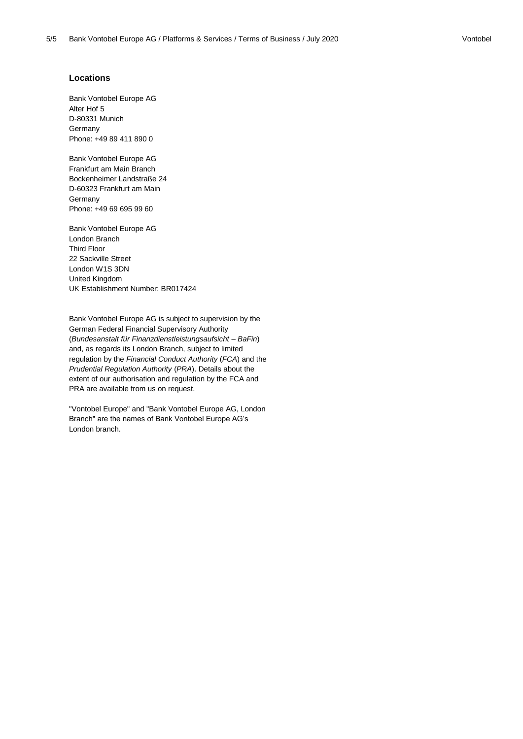## Locations

Bank Vontobel Europe AG
Alter Hof 5
D-80331 Munich
Germany
Phone: +49 89 411 890 0

Bank Vontobel Europe AG
Frankfurt am Main Branch
Bockenheimer Landstraße 24
D-60323 Frankfurt am Main
Germany
Phone: +49 69 695 99 60

Bank Vontobel Europe AG
London Branch
Third Floor
22 Sackville Street
London W1S 3DN
United Kingdom
UK Establishment Number: BR017424

Bank Vontobel Europe AG is subject to supervision by the German Federal Financial Supervisory Authority (*Bundesanstalt für Finanzdienstleistungsaufsicht – BaFin*) and, as regards its London Branch, subject to limited regulation by the *Financial Conduct Authority* (*FCA*) and the *Prudential Regulation Authority* (*PRA*). Details about the extent of our authorisation and regulation by the FCA and PRA are available from us on request.

"Vontobel Europe" and "Bank Vontobel Europe AG, London Branch" are the names of Bank Vontobel Europe AG's London branch.